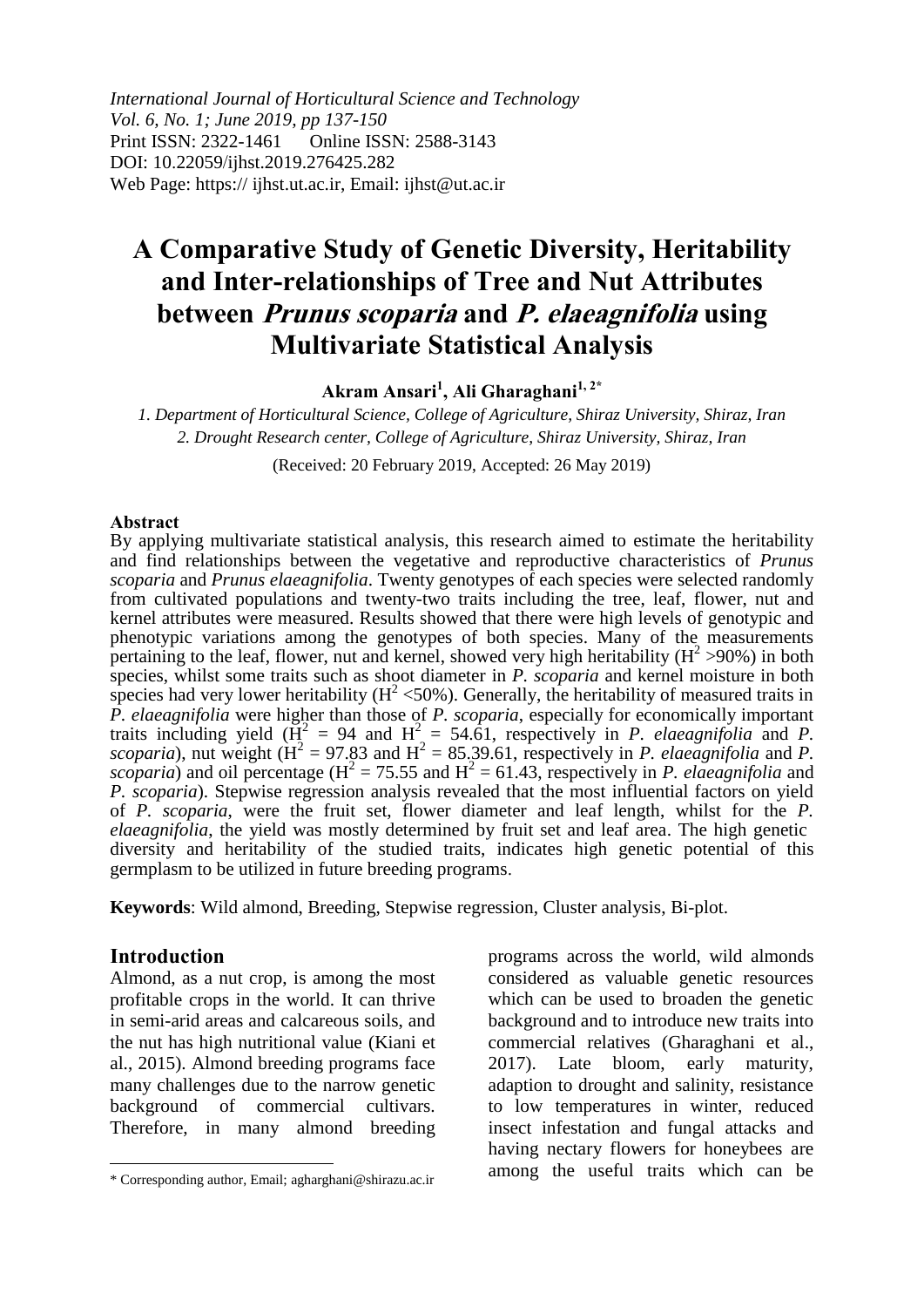*International Journal of Horticultural Science and Technology*
*Vol. 6, No. 1; June 2019, pp 137-150*
Print ISSN: 2322-1461 Online ISSN: 2588-3143
DOI: 10.22059/ijhst.2019.276425.282
Web Page: https:// ijhst.ut.ac.ir, Email: ijhst@ut.ac.ir

# A Comparative Study of Genetic Diversity, Heritability and Inter-relationships of Tree and Nut Attributes between *Prunus scoparia* and *P. elaeagnifolia* using Multivariate Statistical Analysis

**Akram Ansari[1], Ali Gharaghani[1, 2*]**

*1. Department of Horticultural Science, College of Agriculture, Shiraz University, Shiraz, Iran*
*2. Drought Research center, College of Agriculture, Shiraz University, Shiraz, Iran*

(Received: 20 February 2019, Accepted: 26 May 2019)

## Abstract

By applying multivariate statistical analysis, this research aimed to estimate the heritability and find relationships between the vegetative and reproductive characteristics of *Prunus scoparia* and *Prunus elaeagnifolia*. Twenty genotypes of each species were selected randomly from cultivated populations and twenty-two traits including the tree, leaf, flower, nut and kernel attributes were measured. Results showed that there were high levels of genotypic and phenotypic variations among the genotypes of both species. Many of the measurements pertaining to the leaf, flower, nut and kernel, showed very high heritability ($H^2$ >90%) in both species, whilst some traits such as shoot diameter in *P. scoparia* and kernel moisture in both species had very lower heritability ($H^2$ <50%). Generally, the heritability of measured traits in *P. elaeagnifolia* were higher than those of *P. scoparia*, especially for economically important traits including yield ($H^2$ = 94 and $H^2$ = 54.61, respectively in *P. elaeagnifolia* and *P. scoparia*), nut weight ($H^2$ = 97.83 and $H^2$ = 85.39.61, respectively in *P. elaeagnifolia* and *P. scoparia*) and oil percentage ($H^2$ = 75.55 and $H^2$ = 61.43, respectively in *P. elaeagnifolia* and *P. scoparia*). Stepwise regression analysis revealed that the most influential factors on yield of *P. scoparia*, were the fruit set, flower diameter and leaf length, whilst for the *P. elaeagnifolia*, the yield was mostly determined by fruit set and leaf area. The high genetic diversity and heritability of the studied traits, indicates high genetic potential of this germplasm to be utilized in future breeding programs.

**Keywords**: Wild almond, Breeding, Stepwise regression, Cluster analysis, Bi-plot.

## Introduction

Almond, as a nut crop, is among the most profitable crops in the world. It can thrive in semi-arid areas and calcareous soils, and the nut has high nutritional value (Kiani et al., 2015). Almond breeding programs face many challenges due to the narrow genetic background of commercial cultivars. Therefore, in many almond breeding programs across the world, wild almonds considered as valuable genetic resources which can be used to broaden the genetic background and to introduce new traits into commercial relatives (Gharaghani et al., 2017). Late bloom, early maturity, adaption to drought and salinity, resistance to low temperatures in winter, reduced insect infestation and fungal attacks and having nectary flowers for honeybees are among the useful traits which can be

\* Corresponding author, Email; agharghani@shirazu.ac.ir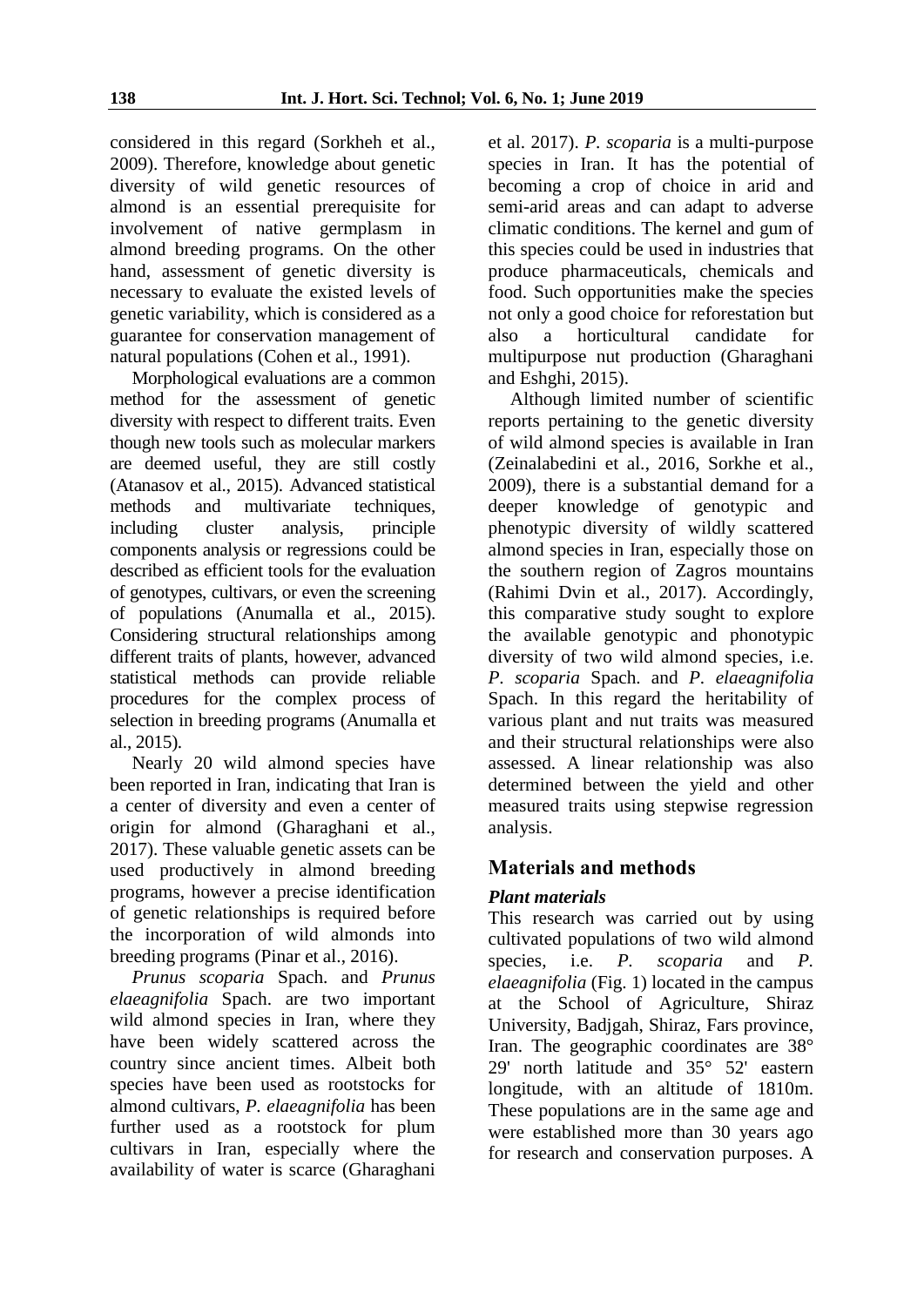considered in this regard (Sorkheh et al., 2009). Therefore, knowledge about genetic diversity of wild genetic resources of almond is an essential prerequisite for involvement of native germplasm in almond breeding programs. On the other hand, assessment of genetic diversity is necessary to evaluate the existed levels of genetic variability, which is considered as a guarantee for conservation management of natural populations (Cohen et al., 1991).

Morphological evaluations are a common method for the assessment of genetic diversity with respect to different traits. Even though new tools such as molecular markers are deemed useful, they are still costly (Atanasov et al., 2015). Advanced statistical methods and multivariate techniques, including cluster analysis, principle components analysis or regressions could be described as efficient tools for the evaluation of genotypes, cultivars, or even the screening of populations (Anumalla et al., 2015). Considering structural relationships among different traits of plants, however, advanced statistical methods can provide reliable procedures for the complex process of selection in breeding programs (Anumalla et al., 2015).

Nearly 20 wild almond species have been reported in Iran, indicating that Iran is a center of diversity and even a center of origin for almond (Gharaghani et al., 2017). These valuable genetic assets can be used productively in almond breeding programs, however a precise identification of genetic relationships is required before the incorporation of wild almonds into breeding programs (Pinar et al., 2016).

*Prunus scoparia* Spach. and *Prunus elaeagnifolia* Spach. are two important wild almond species in Iran, where they have been widely scattered across the country since ancient times. Albeit both species have been used as rootstocks for almond cultivars, *P. elaeagnifolia* has been further used as a rootstock for plum cultivars in Iran, especially where the availability of water is scarce (Gharaghani et al. 2017). *P. scoparia* is a multi-purpose species in Iran. It has the potential of becoming a crop of choice in arid and semi-arid areas and can adapt to adverse climatic conditions. The kernel and gum of this species could be used in industries that produce pharmaceuticals, chemicals and food. Such opportunities make the species not only a good choice for reforestation but also a horticultural candidate for multipurpose nut production (Gharaghani and Eshghi, 2015).

Although limited number of scientific reports pertaining to the genetic diversity of wild almond species is available in Iran (Zeinalabedini et al., 2016, Sorkhe et al., 2009), there is a substantial demand for a deeper knowledge of genotypic and phenotypic diversity of wildly scattered almond species in Iran, especially those on the southern region of Zagros mountains (Rahimi Dvin et al., 2017). Accordingly, this comparative study sought to explore the available genotypic and phonotypic diversity of two wild almond species, i.e. *P. scoparia* Spach. and *P. elaeagnifolia* Spach. In this regard the heritability of various plant and nut traits was measured and their structural relationships were also assessed. A linear relationship was also determined between the yield and other measured traits using stepwise regression analysis.

## Materials and methods

### *Plant materials*

This research was carried out by using cultivated populations of two wild almond species, i.e. *P. scoparia* and *P. elaeagnifolia* (Fig. 1) located in the campus at the School of Agriculture, Shiraz University, Badjgah, Shiraz, Fars province, Iran. The geographic coordinates are 38° 29' north latitude and 35° 52' eastern longitude, with an altitude of 1810m. These populations are in the same age and were established more than 30 years ago for research and conservation purposes. A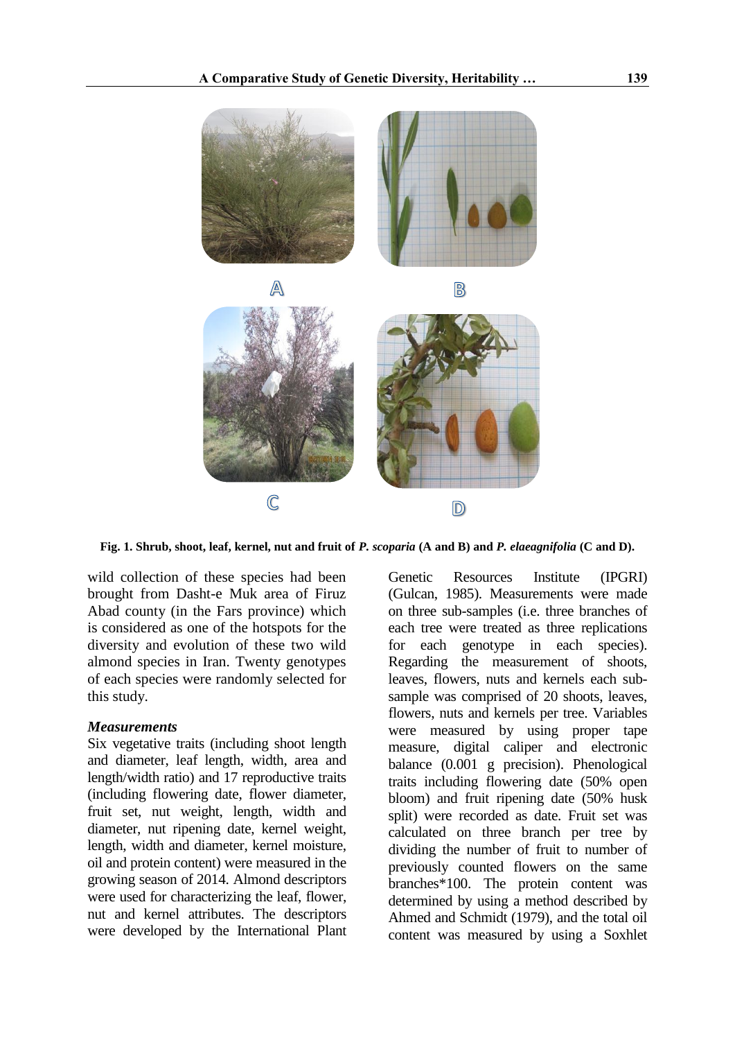Fig. 1. Shrub, shoot, leaf, kernel, nut and fruit of *P. scoparia* (A and B) and *P. elaeagnifolia* (C and D).

wild collection of these species had been brought from Dasht-e Muk area of Firuz Abad county (in the Fars province) which is considered as one of the hotspots for the diversity and evolution of these two wild almond species in Iran. Twenty genotypes of each species were randomly selected for this study.

### *Measurements*

Six vegetative traits (including shoot length and diameter, leaf length, width, area and length/width ratio) and 17 reproductive traits (including flowering date, flower diameter, fruit set, nut weight, length, width and diameter, nut ripening date, kernel weight, length, width and diameter, kernel moisture, oil and protein content) were measured in the growing season of 2014. Almond descriptors were used for characterizing the leaf, flower, nut and kernel attributes. The descriptors were developed by the International Plant Genetic Resources Institute (IPGRI) (Gulcan, 1985). Measurements were made on three sub-samples (i.e. three branches of each tree were treated as three replications for each genotype in each species). Regarding the measurement of shoots, leaves, flowers, nuts and kernels each sub-sample was comprised of 20 shoots, leaves, flowers, nuts and kernels per tree. Variables were measured by using proper tape measure, digital caliper and electronic balance (0.001 g precision). Phenological traits including flowering date (50% open bloom) and fruit ripening date (50% husk split) were recorded as date. Fruit set was calculated on three branch per tree by dividing the number of fruit to number of previously counted flowers on the same branches*100. The protein content was determined by using a method described by Ahmed and Schmidt (1979), and the total oil content was measured by using a Soxhlet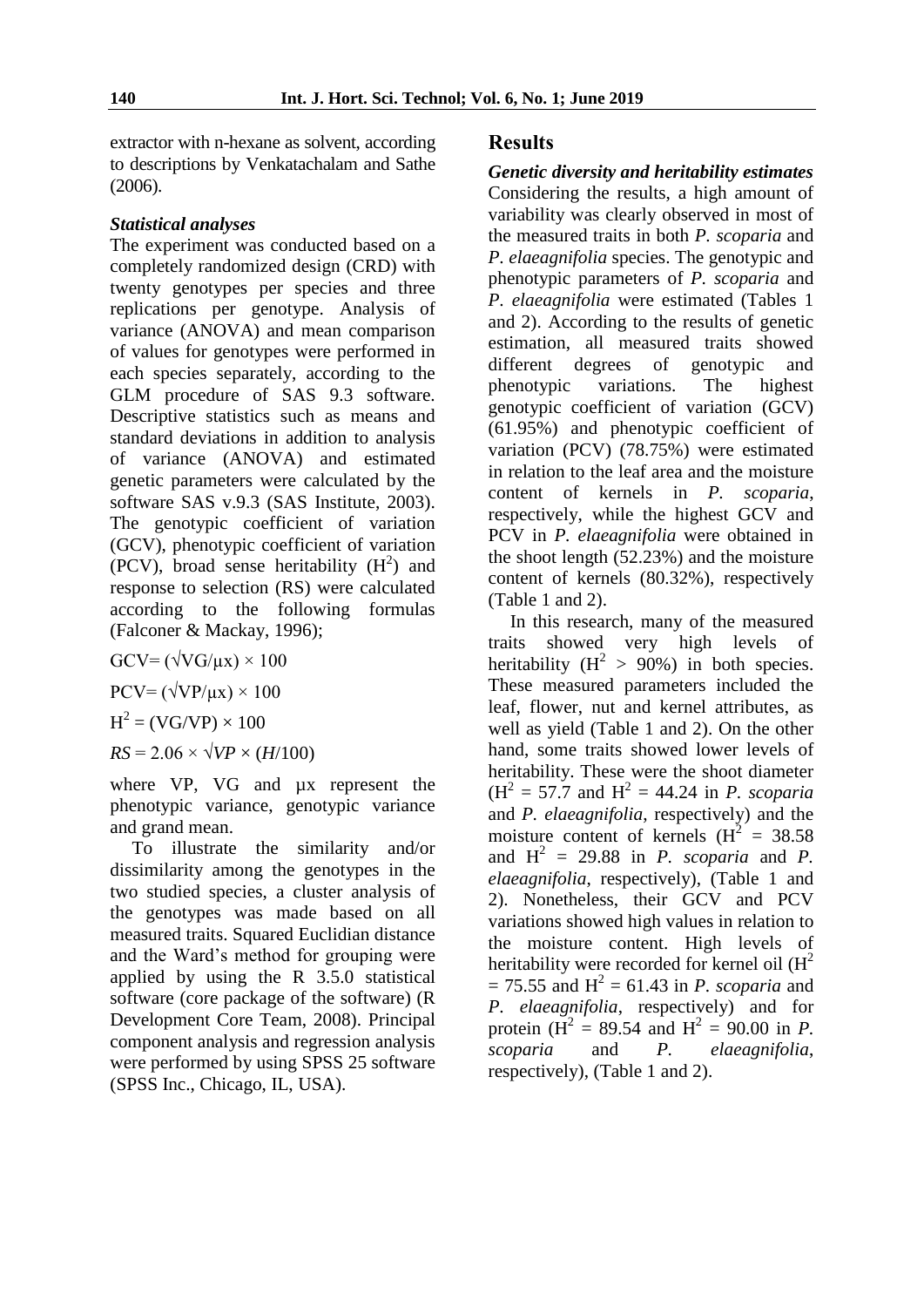extractor with n-hexane as solvent, according to descriptions by Venkatachalam and Sathe (2006).

### *Statistical analyses*

The experiment was conducted based on a completely randomized design (CRD) with twenty genotypes per species and three replications per genotype. Analysis of variance (ANOVA) and mean comparison of values for genotypes were performed in each species separately, according to the GLM procedure of SAS 9.3 software. Descriptive statistics such as means and standard deviations in addition to analysis of variance (ANOVA) and estimated genetic parameters were calculated by the software SAS v.9.3 (SAS Institute, 2003). The genotypic coefficient of variation (GCV), phenotypic coefficient of variation (PCV), broad sense heritability ($H^2$) and response to selection (RS) were calculated according to the following formulas (Falconer & Mackay, 1996);

$$GCV = (\sqrt{VG}/\mu x) \times 100$$

$$PCV = (\sqrt{VP}/\mu x) \times 100$$

$$H^2 = (VG/VP) \times 100$$

$$RS = 2.06 \times \sqrt{VP} \times (H/100)$$

where VP, VG and µx represent the phenotypic variance, genotypic variance and grand mean.

To illustrate the similarity and/or dissimilarity among the genotypes in the two studied species, a cluster analysis of the genotypes was made based on all measured traits. Squared Euclidian distance and the Ward's method for grouping were applied by using the R 3.5.0 statistical software (core package of the software) (R Development Core Team, 2008). Principal component analysis and regression analysis were performed by using SPSS 25 software (SPSS Inc., Chicago, IL, USA).

## Results

### *Genetic diversity and heritability estimates*

Considering the results, a high amount of variability was clearly observed in most of the measured traits in both *P. scoparia* and *P. elaeagnifolia* species. The genotypic and phenotypic parameters of *P. scoparia* and *P. elaeagnifolia* were estimated (Tables 1 and 2). According to the results of genetic estimation, all measured traits showed different degrees of genotypic and phenotypic variations. The highest genotypic coefficient of variation (GCV) (61.95%) and phenotypic coefficient of variation (PCV) (78.75%) were estimated in relation to the leaf area and the moisture content of kernels in *P. scoparia*, respectively, while the highest GCV and PCV in *P. elaeagnifolia* were obtained in the shoot length (52.23%) and the moisture content of kernels (80.32%), respectively (Table 1 and 2).

In this research, many of the measured traits showed very high levels of heritability ($H^2 > 90\%$) in both species. These measured parameters included the leaf, flower, nut and kernel attributes, as well as yield (Table 1 and 2). On the other hand, some traits showed lower levels of heritability. These were the shoot diameter ($H^2 = 57.7$ and $H^2 = 44.24$ in *P. scoparia* and *P. elaeagnifolia*, respectively) and the moisture content of kernels ($H^2 = 38.58$ and $H^2 = 29.88$ in *P. scoparia* and *P. elaeagnifolia*, respectively), (Table 1 and 2). Nonetheless, their GCV and PCV variations showed high values in relation to the moisture content. High levels of heritability were recorded for kernel oil ($H^2 = 75.55$ and $H^2 = 61.43$ in *P. scoparia* and *P. elaeagnifolia*, respectively) and for protein ($H^2 = 89.54$ and $H^2 = 90.00$ in *P. scoparia* and *P. elaeagnifolia*, respectively), (Table 1 and 2).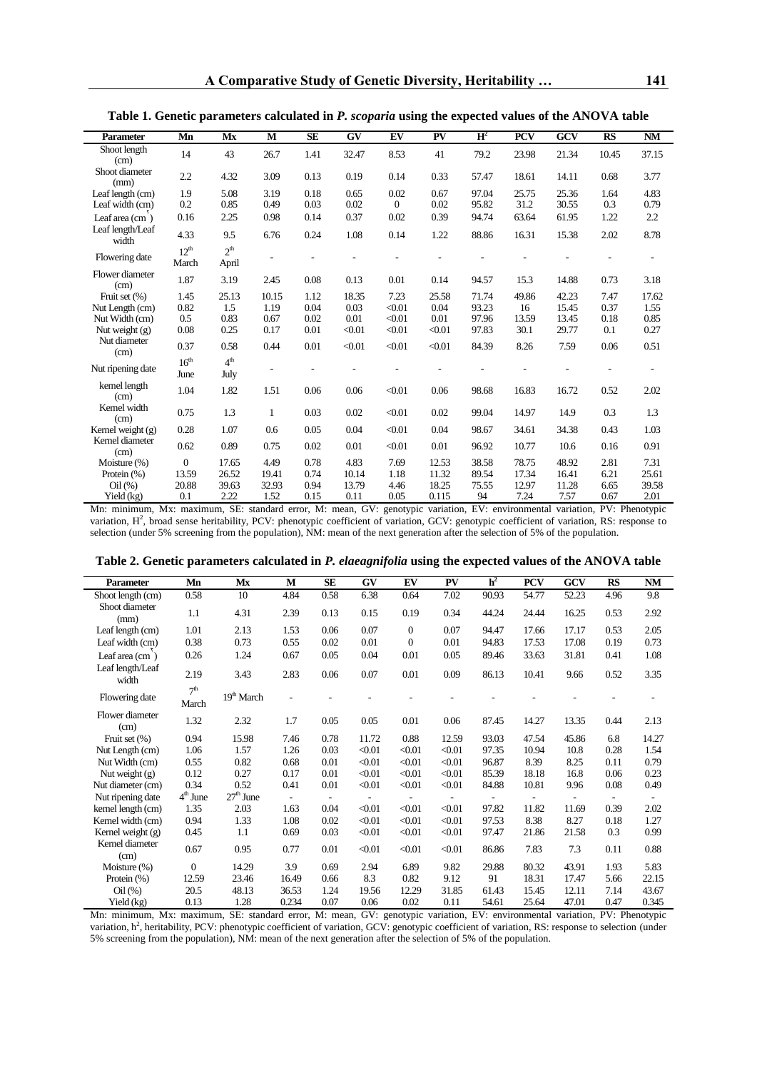**Table 1. Genetic parameters calculated in *P. scoparia* using the expected values of the ANOVA table**

| Parameter | Mn | Mx | M | SE | GV | EV | PV | $H^2$ | PCV | GCV | RS | NM |
|---|---|---|---|---|---|---|---|---|---|---|---|---|
| Shoot length (cm) | 14 | 43 | 26.7 | 1.41 | 32.47 | 8.53 | 41 | 79.2 | 23.98 | 21.34 | 10.45 | 37.15 |
| Shoot diameter (mm) | 2.2 | 4.32 | 3.09 | 0.13 | 0.19 | 0.14 | 0.33 | 57.47 | 18.61 | 14.11 | 0.68 | 3.77 |
| Leaf length (cm) | 1.9 | 5.08 | 3.19 | 0.18 | 0.65 | 0.02 | 0.67 | 97.04 | 25.75 | 25.36 | 1.64 | 4.83 |
| Leaf width (cm) | 0.2 | 0.85 | 0.49 | 0.03 | 0.02 | 0 | 0.02 | 95.82 | 31.2 | 30.55 | 0.3 | 0.79 |
| Leaf area ($cm^2$) | 0.16 | 2.25 | 0.98 | 0.14 | 0.37 | 0.02 | 0.39 | 94.74 | 63.64 | 61.95 | 1.22 | 2.2 |
| Leaf length/Leaf width | 4.33 | 9.5 | 6.76 | 0.24 | 1.08 | 0.14 | 1.22 | 88.86 | 16.31 | 15.38 | 2.02 | 8.78 |
| Flowering date | 12th March | 2th April | - | - | - | - | - | - | - | - | - | - |
| Flower diameter (cm) | 1.87 | 3.19 | 2.45 | 0.08 | 0.13 | 0.01 | 0.14 | 94.57 | 15.3 | 14.88 | 0.73 | 3.18 |
| Fruit set (%) | 1.45 | 25.13 | 10.15 | 1.12 | 18.35 | 7.23 | 25.58 | 71.74 | 49.86 | 42.23 | 7.47 | 17.62 |
| Nut Length (cm) | 0.82 | 1.5 | 1.19 | 0.04 | 0.03 | <0.01 | 0.04 | 93.23 | 16 | 15.45 | 0.37 | 1.55 |
| Nut Width (cm) | 0.5 | 0.83 | 0.67 | 0.02 | 0.01 | <0.01 | 0.01 | 97.96 | 13.59 | 13.45 | 0.18 | 0.85 |
| Nut weight (g) | 0.08 | 0.25 | 0.17 | 0.01 | <0.01 | <0.01 | <0.01 | 97.83 | 30.1 | 29.77 | 0.1 | 0.27 |
| Nut diameter (cm) | 0.37 | 0.58 | 0.44 | 0.01 | <0.01 | <0.01 | <0.01 | 84.39 | 8.26 | 7.59 | 0.06 | 0.51 |
| Nut ripening date | 16th June | 4th July | - | - | - | - | - | - | - | - | - | - |
| kernel length (cm) | 1.04 | 1.82 | 1.51 | 0.06 | 0.06 | <0.01 | 0.06 | 98.68 | 16.83 | 16.72 | 0.52 | 2.02 |
| Kernel width (cm) | 0.75 | 1.3 | 1 | 0.03 | 0.02 | <0.01 | 0.02 | 99.04 | 14.97 | 14.9 | 0.3 | 1.3 |
| Kernel weight (g) | 0.28 | 1.07 | 0.6 | 0.05 | 0.04 | <0.01 | 0.04 | 98.67 | 34.61 | 34.38 | 0.43 | 1.03 |
| Kernel diameter (cm) | 0.62 | 0.89 | 0.75 | 0.02 | 0.01 | <0.01 | 0.01 | 96.92 | 10.77 | 10.6 | 0.16 | 0.91 |
| Moisture (%) | 0 | 17.65 | 4.49 | 0.78 | 4.83 | 7.69 | 12.53 | 38.58 | 78.75 | 48.92 | 2.81 | 7.31 |
| Protein (%) | 13.59 | 26.52 | 19.41 | 0.74 | 10.14 | 1.18 | 11.32 | 89.54 | 17.34 | 16.41 | 6.21 | 25.61 |
| Oil (%) | 20.88 | 39.63 | 32.93 | 0.94 | 13.79 | 4.46 | 18.25 | 75.55 | 12.97 | 11.28 | 6.65 | 39.58 |
| Yield (kg) | 0.1 | 2.22 | 1.52 | 0.15 | 0.11 | 0.05 | 0.115 | 94 | 7.24 | 7.57 | 0.67 | 2.01 |

Mn: minimum, Mx: maximum, SE: standard error, M: mean, GV: genotypic variation, EV: environmental variation, PV: Phenotypic variation, $H^2$, broad sense heritability, PCV: phenotypic coefficient of variation, GCV: genotypic coefficient of variation, RS: response to selection (under 5% screening from the population), NM: mean of the next generation after the selection of 5% of the population.

**Table 2. Genetic parameters calculated in *P. elaeagnifolia* using the expected values of the ANOVA table**

| Parameter | Mn | Mx | M | SE | GV | EV | PV | $h^2$ | PCV | GCV | RS | NM |
|---|---|---|---|---|---|---|---|---|---|---|---|---|
| Shoot length (cm) | 0.58 | 10 | 4.84 | 0.58 | 6.38 | 0.64 | 7.02 | 90.93 | 54.77 | 52.23 | 4.96 | 9.8 |
| Shoot diameter (mm) | 1.1 | 4.31 | 2.39 | 0.13 | 0.15 | 0.19 | 0.34 | 44.24 | 24.44 | 16.25 | 0.53 | 2.92 |
| Leaf length (cm) | 1.01 | 2.13 | 1.53 | 0.06 | 0.07 | 0 | 0.07 | 94.47 | 17.66 | 17.17 | 0.53 | 2.05 |
| Leaf width (cm) | 0.38 | 0.73 | 0.55 | 0.02 | 0.01 | 0 | 0.01 | 94.83 | 17.53 | 17.08 | 0.19 | 0.73 |
| Leaf area ($cm^2$) | 0.26 | 1.24 | 0.67 | 0.05 | 0.04 | 0.01 | 0.05 | 89.46 | 33.63 | 31.81 | 0.41 | 1.08 |
| Leaf length/Leaf width | 2.19 | 3.43 | 2.83 | 0.06 | 0.07 | 0.01 | 0.09 | 86.13 | 10.41 | 9.66 | 0.52 | 3.35 |
| Flowering date | 7th March | 19th March | - | - | - | - | - | - | - | - | - | - |
| Flower diameter (cm) | 1.32 | 2.32 | 1.7 | 0.05 | 0.05 | 0.01 | 0.06 | 87.45 | 14.27 | 13.35 | 0.44 | 2.13 |
| Fruit set (%) | 0.94 | 15.98 | 7.46 | 0.78 | 11.72 | 0.88 | 12.59 | 93.03 | 47.54 | 45.86 | 6.8 | 14.27 |
| Nut Length (cm) | 1.06 | 1.57 | 1.26 | 0.03 | <0.01 | <0.01 | <0.01 | 97.35 | 10.94 | 10.8 | 0.28 | 1.54 |
| Nut Width (cm) | 0.55 | 0.82 | 0.68 | 0.01 | <0.01 | <0.01 | <0.01 | 96.87 | 8.39 | 8.25 | 0.11 | 0.79 |
| Nut weight (g) | 0.12 | 0.27 | 0.17 | 0.01 | <0.01 | <0.01 | <0.01 | 85.39 | 18.18 | 16.8 | 0.06 | 0.23 |
| Nut diameter (cm) | 0.34 | 0.52 | 0.41 | 0.01 | <0.01 | <0.01 | <0.01 | 84.88 | 10.81 | 9.96 | 0.08 | 0.49 |
| Nut ripening date | 4th June | 27th June | - | - | - | - | - | - | - | - | - | - |
| kernel length (cm) | 1.35 | 2.03 | 1.63 | 0.04 | <0.01 | <0.01 | <0.01 | 97.82 | 11.82 | 11.69 | 0.39 | 2.02 |
| Kernel width (cm) | 0.94 | 1.33 | 1.08 | 0.02 | <0.01 | <0.01 | <0.01 | 97.53 | 8.38 | 8.27 | 0.18 | 1.27 |
| Kernel weight (g) | 0.45 | 1.1 | 0.69 | 0.03 | <0.01 | <0.01 | <0.01 | 97.47 | 21.86 | 21.58 | 0.3 | 0.99 |
| Kernel diameter (cm) | 0.67 | 0.95 | 0.77 | 0.01 | <0.01 | <0.01 | <0.01 | 86.86 | 7.83 | 7.3 | 0.11 | 0.88 |
| Moisture (%) | 0 | 14.29 | 3.9 | 0.69 | 2.94 | 6.89 | 9.82 | 29.88 | 80.32 | 43.91 | 1.93 | 5.83 |
| Protein (%) | 12.59 | 23.46 | 16.49 | 0.66 | 8.3 | 0.82 | 9.12 | 91 | 18.31 | 17.47 | 5.66 | 22.15 |
| Oil (%) | 20.5 | 48.13 | 36.53 | 1.24 | 19.56 | 12.29 | 31.85 | 61.43 | 15.45 | 12.11 | 7.14 | 43.67 |
| Yield (kg) | 0.13 | 1.28 | 0.234 | 0.07 | 0.06 | 0.02 | 0.11 | 54.61 | 25.64 | 47.01 | 0.47 | 0.345 |

Mn: minimum, Mx: maximum, SE: standard error, M: mean, GV: genotypic variation, EV: environmental variation, PV: Phenotypic variation, $h^2$, heritability, PCV: phenotypic coefficient of variation, GCV: genotypic coefficient of variation, RS: response to selection (under 5% screening from the population), NM: mean of the next generation after the selection of 5% of the population.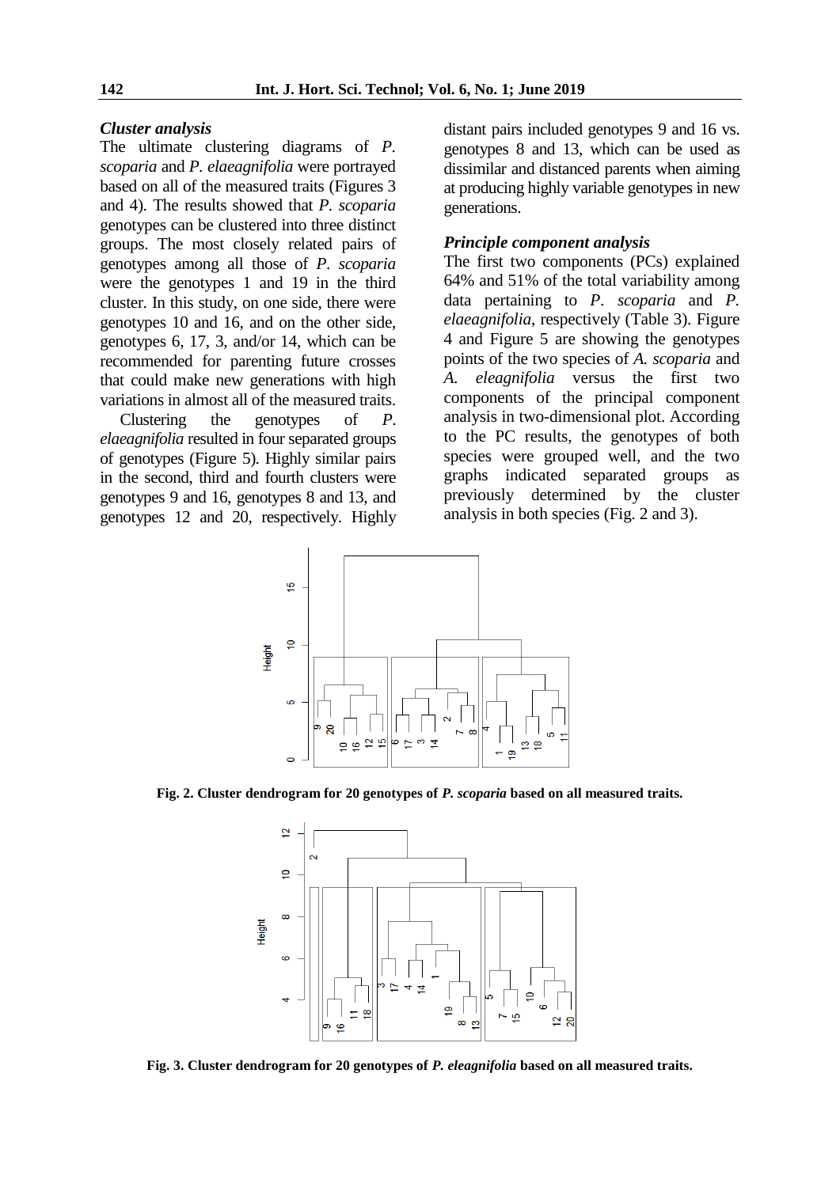### *Cluster analysis*

The ultimate clustering diagrams of *P. scoparia* and *P. elaeagnifolia* were portrayed based on all of the measured traits (Figures 3 and 4). The results showed that *P. scoparia* genotypes can be clustered into three distinct groups. The most closely related pairs of genotypes among all those of *P. scoparia* were the genotypes 1 and 19 in the third cluster. In this study, on one side, there were genotypes 10 and 16, and on the other side, genotypes 6, 17, 3, and/or 14, which can be recommended for parenting future crosses that could make new generations with high variations in almost all of the measured traits.

Clustering the genotypes of *P. elaeagnifolia* resulted in four separated groups of genotypes (Figure 5). Highly similar pairs in the second, third and fourth clusters were genotypes 9 and 16, genotypes 8 and 13, and genotypes 12 and 20, respectively. Highly distant pairs included genotypes 9 and 16 vs. genotypes 8 and 13, which can be used as dissimilar and distanced parents when aiming at producing highly variable genotypes in new generations.

### *Principle component analysis*

The first two components (PCs) explained 64% and 51% of the total variability among data pertaining to *P. scoparia* and *P. elaeagnifolia*, respectively (Table 3). Figure 4 and Figure 5 are showing the genotypes points of the two species of *A. scoparia* and *A. eleagnifolia* versus the first two components of the principal component analysis in two-dimensional plot. According to the PC results, the genotypes of both species were grouped well, and the two graphs indicated separated groups as previously determined by the cluster analysis in both species (Fig. 2 and 3).

**Fig. 2. Cluster dendrogram for 20 genotypes of *P. scoparia* based on all measured traits.**

**Fig. 3. Cluster dendrogram for 20 genotypes of *P. eleagnifolia* based on all measured traits.**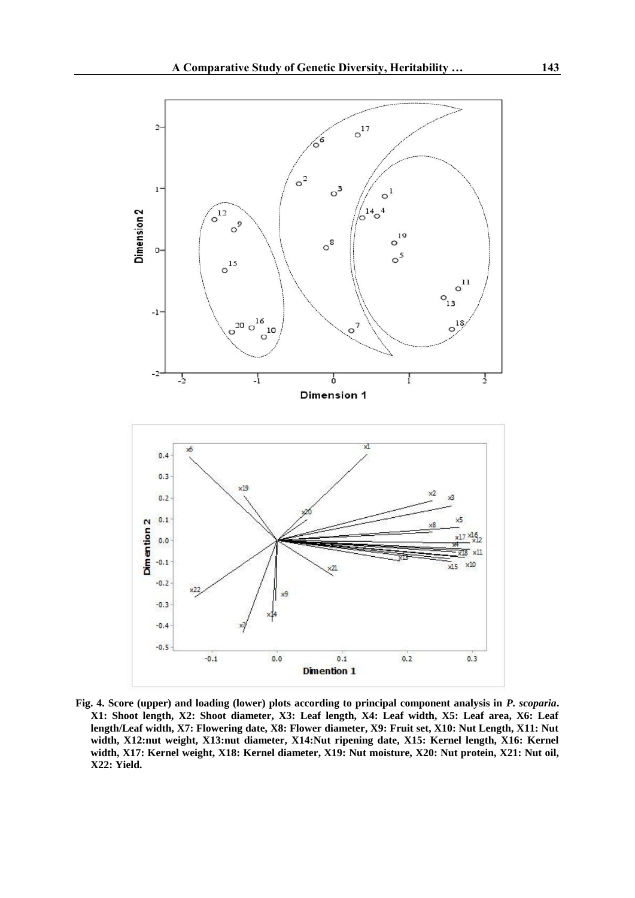**Fig. 4. Score (upper) and loading (lower) plots according to principal component analysis in *P. scoparia*. X1: Shoot length, X2: Shoot diameter, X3: Leaf length, X4: Leaf width, X5: Leaf area, X6: Leaf length/Leaf width, X7: Flowering date, X8: Flower diameter, X9: Fruit set, X10: Nut Length, X11: Nut width, X12:nut weight, X13:nut diameter, X14:Nut ripening date, X15: Kernel length, X16: Kernel width, X17: Kernel weight, X18: Kernel diameter, X19: Nut moisture, X20: Nut protein, X21: Nut oil, X22: Yield.**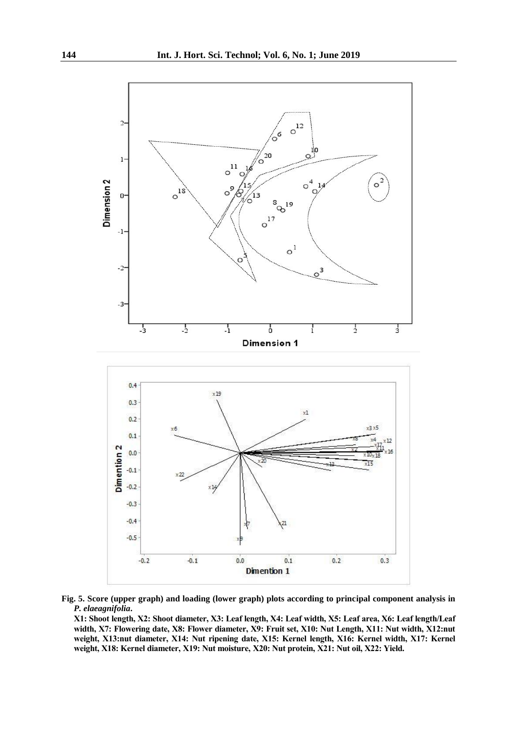**Fig. 5. Score (upper graph) and loading (lower graph) plots according to principal component analysis in *P. elaeagnifolia*.**

**X1: Shoot length, X2: Shoot diameter, X3: Leaf length, X4: Leaf width, X5: Leaf area, X6: Leaf length/Leaf width, X7: Flowering date, X8: Flower diameter, X9: Fruit set, X10: Nut Length, X11: Nut width, X12:nut weight, X13:nut diameter, X14: Nut ripening date, X15: Kernel length, X16: Kernel width, X17: Kernel weight, X18: Kernel diameter, X19: Nut moisture, X20: Nut protein, X21: Nut oil, X22: Yield.**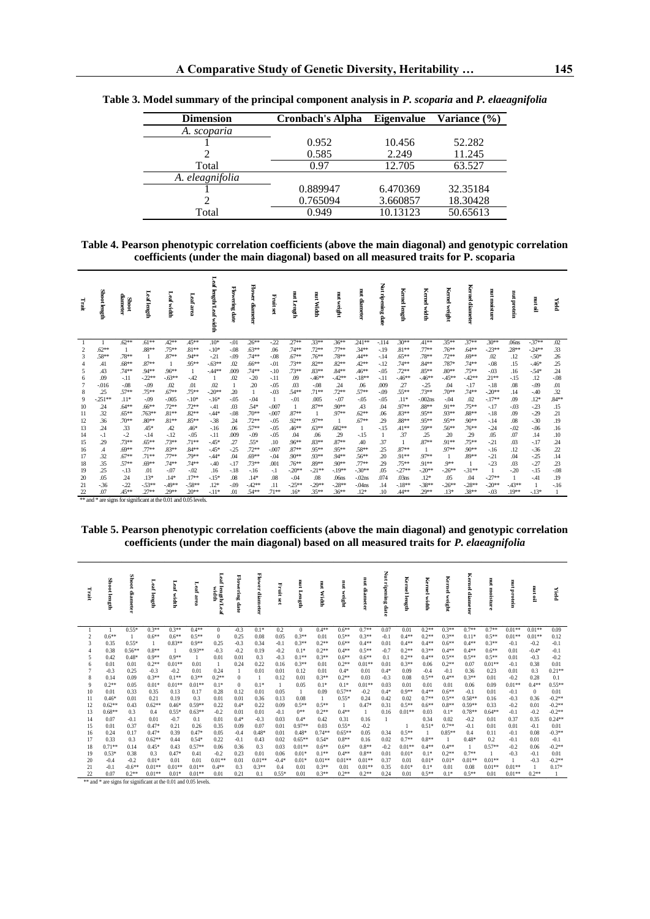**Table 3. Model summary of the principal component analysis in *P. scoparia* and *P. elaeagnifolia***

| Dimension | Cronbach's Alpha | Eigenvalue | Variance (%) |
|---|---|---|---|
| *A. scoparia* | | | |
| 1 | 0.952 | 10.456 | 52.282 |
| 2 | 0.585 | 2.249 | 11.245 |
| Total | 0.97 | 12.705 | 63.527 |
| *A. eleagnifolia* | | | |
| 1 | 0.889947 | 6.470369 | 32.35184 |
| 2 | 0.765094 | 3.660857 | 18.30428 |
| Total | 0.949 | 10.13123 | 50.65613 |

**Table 4. Pearson phenotypic correlation coefficients (above the main diagonal) and genotypic correlation coefficients (under the main diagonal) based on all measured traits for P. scoparia**

| Trait | Shoot length | Shoot diameter | Leaf length | Leaf width | Leaf area | Leaf length/Leaf width | Flowering date | Flower diameter | Fruit set | nut Length | nut Width | nut weight | nut diameter | Nut ripening date | Kernel length | Kernel width | Kernel weight | Kernel diameter | nut moisture | nut protein | nut oil | Yield |
|---|---|---|---|---|---|---|---|---|---|---|---|---|---|---|---|---|---|---|---|---|---|---|
| 1 | 1 | .62** | .61** | .42** | .45** | .10* | -.01 | .26** | -.22 | .27** | .33** | .36** | .241** | -.114 | .30** | .41** | .35** | .37** | .30** | .06ns | -.37** | .02 |
| 2 | .62** | 1 | .88** | .75** | .81** | -.10* | -.08 | .63** | .06 | .74** | .72** | .77** | .34** | -.19 | .81** | .77** | .76** | .64** | -.23** | .28** | -.24** | .33 |
| 3 | .58** | .78** | 1 | .87** | .94** | -.21 | -.09 | .74** | -.08 | .67** | .76** | .78** | .44** | -.14 | .65** | .78** | .72** | .69** | .02 | .12 | -.50* | .26 |
| 4 | .41 | .68** | .87** | 1 | .95** | -.63** | .02 | .66** | -.01 | .73** | .82** | .82** | .42** | -.12 | .74** | .84** | .787* | .74** | -.08 | .15 | -.46* | .25 |
| 5 | .43 | .74** | .94** | .96** | 1 | -.44** | .009 | .74** | -.10 | .73** | .83** | .84** | .46** | -.05 | .72** | .85** | .80** | .75** | -.03 | .16 | -.54* | .24 |
| 6 | .09 | -.11 | -.22** | -.63** | -.42 | 1 | .02 | -.20 | -.11 | .09 | -.46** | -.42** | -.18** | -.11 | -.46** | -.46** | -.45** | -.42** | .21** | -.15 | .12 | -.08 |
| 7 | -.016 | -.08 | -.09 | .02 | .01 | .02 | 1 | .20 | -.05 | .03 | -.08 | .24 | .06 | .009 | .27 | -.25 | .04 | -.17 | -.18 | .08 | -.09 | .01 |
| 8 | .25 | .57** | .75** | .67** | .75** | -.20** | .20 | 1 | -.03 | .54** | .71** | .72** | .57** | -.09 | .55** | .73** | .70** | .74** | -.20** | .14 | -.40 | .32 |
| 9 | -.251** | .11* | -.09 | -.005 | -.10* | -.16* | -.05 | -.04 | 1 | -.01 | .005 | -.07 | -.05 | -.05 | .11* | -.002ns | -.04 | .02 | -.17** | .09 | .12* | .84** |
| 10 | .24 | .64** | .66** | .72** | .72** | -.41 | .03 | .54* | -.007 | 1 | .87** | .90** | .43 | .04 | .97** | .88** | .91** | .75** | -.17 | -.03 | -.23 | .15 |
| 11 | .32 | .65** | .763** | .81** | .82** | -.44* | -.08 | .70** | -.007 | .87** | 1 | .97** | .62** | .06 | .83** | .95** | .93** | .88** | -.18 | .09 | -.29 | .21 |
| 12 | .36 | .70** | .80** | .81** | .85** | -.38 | .24 | .72** | -.05 | .92** | .97** | 1 | .67** | .29 | .88** | .95** | .95** | .90** | -.14 | .08 | -.30 | .19 |
| 13 | .24 | .33 | .45* | .42 | .46* | -.16 | .06 | .57** | -.05 | .46** | .63** | .682** | 1 | -.15 | .41** | .59** | .56** | .76** | -.24 | -.02 | -.06 | .16 |
| 14 | -.1 | -.2 | -.14 | -.12 | -.05 | -.11 | .009 | -.09 | -.05 | .04 | .06 | .29 | -.15 | 1 | .37 | .25 | .20 | .29 | .05 | .07 | .14 | .10 |
| 15 | .29 | .73** | .65** | .73** | .71** | -.45* | .27 | .55* | .10 | .96** | .83** | .87** | .40 | .37 | 1 | .87** | .91** | .75** | -.21 | .03 | -.17 | .24 |
| 16 | .4 | .69** | .77** | .83** | .84** | -.45* | -.25 | .72** | -.007 | .87** | .95** | .95** | .58** | .25 | .87** | 1 | .97** | .90** | -.16 | .12 | -.36 | .22 |
| 17 | .32 | .67** | .71** | .77** | .79** | -.44* | .04 | .69** | -.04 | .90** | .93** | .94** | .56** | .20 | .91** | .97** | 1 | .89** | -.21 | .04 | -.25 | .14 |
| 18 | .35 | .57** | .69** | .74** | .74** | -.40 | -.17 | .73** | .001 | .76** | .89** | .90** | .77** | .29 | .75** | .91** | .9** | 1 | -.23 | .03 | -.27 | .23 |
| 19 | .25 | -.13 | .01 | -.07 | -.02 | .16 | -.18 | -.16 | -.1 | -.20** | -.21** | -.19** | -.30** | .05 | -.27** | -.20** | -.26** | -.31** | 1 | -.20 | -.15 | -.08 |
| 20 | .05 | .24 | .13* | .14* | .17** | -.15* | .08 | .14* | .08 | -.04 | .08 | .06ns | -.02ns | .074 | .03ns | .12* | .05 | .04 | -.27** | 1 | -.41 | .19 |
| 21 | -.36 | -.22 | -.53** | -.49** | -.58** | .12* | -.09 | -.42** | .11 | -.25** | -.29** | -.28** | -.04ns | .14 | -.18** | -.38** | -.26** | -.28** | -.20** | -.43** | 1 | -.16 |
| 22 | .07 | .45** | .27** | .29** | .20** | -.11* | .01 | .54** | .71** | .16* | .35** | .36** | .12* | .10 | .44** | .29** | .13* | .38** | -.03 | .19** | -.13* | 1 |

** and * are signs for significant at the 0.01 and 0.05 levels.

**Table 5. Pearson phenotypic correlation coefficients (above the main diagonal) and genotypic correlation coefficients (under the main diagonal) based on all measured traits for *P. elaeagnifolia***

| Trait | Shoot length | Shoot diameter | Leaf length | Leaf width | Leaf area | Leaf length/Leaf width | Flowering date | Flower diameter | Fruit set | nut Length | nut Width | nut weight | nut diameter | Nut ripening date | Kernel length | Kernel width | Kernel weight | Kernel diameter | nut moisture | nut protein | nut oil | Yield |
|---|---|---|---|---|---|---|---|---|---|---|---|---|---|---|---|---|---|---|---|---|---|---|
| 1 | 1 | 0.55* | 0.3** | 0.3** | 0.4** | 0 | -0.3 | 0.1* | 0.2 | 0 | 0.4** | 0.6** | 0.7** | 0.07 | 0.01 | 0.2** | 0.3** | 0.7** | 0.7** | 0.01** | 0.01** | 0.09 |
| 2 | 0.6** | 1 | 0.6** | 0.6** | 0.5** | 0 | 0.25 | 0.08 | 0.05 | 0.3** | 0.01 | 0.5** | 0.3** | -0.1 | 0.4** | 0.2** | 0.3** | 0.11* | 0.5** | 0.01** | 0.01** | 0.12 |
| 3 | 0.35 | 0.55* | 1 | 0.83** | 0.9** | 0.25 | -0.3 | 0.34 | -0.1 | 0.3** | 0.2** | 0.6** | 0.4** | 0.01 | 0.4** | 0.4** | 0.6** | 0.4** | 0.3** | -0.1 | -0.2 | -0.1 |
| 4 | 0.38 | 0.56** | 0.8** | 1 | 0.93** | -0.3 | -0.2 | 0.19 | -0.2 | 0.1* | 0.2** | 0.4** | 0.5** | -0.7 | 0.2** | 0.3** | 0.4** | 0.4** | 0.6** | 0.01 | -0.4* | -0.1 |
| 5 | 0.42 | 0.48* | 0.9** | 0.9** | 1 | 0.01 | 0.01 | 0.3 | -0.3 | 0.1** | 0.3** | 0.6** | 0.6** | 0.1 | 0.2** | 0.4** | 0.5** | 0.5** | 0.5** | 0.01 | -0.3 | -0.2 |
| 6 | 0.01 | 0.01 | 0.2** | 0.01** | 0.01 | 1 | 0.24 | 0.22 | 0.16 | 0.3** | 0.01 | 0.2** | 0.01** | 0.01 | 0.3** | 0.06 | 0.2** | 0.07 | 0.01** | -0.1 | 0.38 | 0.01 |
| 7 | -0.3 | 0.25 | -0.3 | -0.2 | 0.01 | 0.24 | 1 | 0.01 | 0.01 | 0.12 | 0.01 | 0.4* | 0.01 | 0.4* | 0.09 | -0.4 | -0.1 | 0.36 | 0.23 | 0.01 | 0.3 | 0.21** |
| 8 | 0.14 | 0.09 | 0.3** | 0.1** | 0.3** | 0.2** | 0 | 1 | 0.12 | 0.01 | 0.3** | 0.2** | 0.03 | -0.3 | 0.08 | 0.5** | 0.4** | 0.3** | 0.01 | -0.2 | 0.28 | 0.1 |
| 9 | 0.2** | 0.05 | 0.01* | 0.01** | 0.01** | 0.1* | 0 | 0.1* | 1 | 0.05 | 0.1* | 0.1* | 0.01** | 0.03 | 0.01 | 0.01 | 0.01 | 0.06 | 0.09 | 0.01** | 0.4** | 0.55** |
| 10 | 0.01 | 0.33 | 0.35 | 0.13 | 0.17 | 0.28 | 0.12 | 0.01 | 0.05 | 1 | 0.09 | 0.57** | -0.2 | 0.4* | 0.9** | 0.4** | 0.6** | -0.1 | 0.01 | -0.1 | 0 | 0.01 |
| 11 | 0.46* | 0.01 | 0.21 | 0.19 | 0.3 | 0.01 | 0.01 | 0.36 | 0.13 | 0.08 | 1 | 0.55* | 0.24 | 0.42 | 0.02 | 0.7** | 0.5** | 0.58** | 0.16 | -0.3 | 0.36 | -0.2** |
| 12 | 0.62** | 0.43 | 0.62** | 0.46* | 0.59** | 0.22 | 0.4* | 0.22 | 0.09 | 0.5** | 0.5** | 1 | 0.47* | 0.31 | 0.5** | 0.6** | 0.8** | 0.59** | 0.33 | -0.2 | 0.01 | -0.2** |
| 13 | 0.68** | 0.3 | 0.4 | 0.55* | 0.63** | -0.2 | 0.01 | 0.01 | -0.1 | 0** | 0.2** | 0.4** | 1 | 0.16 | 0.01** | 0.03 | 0.1* | 0.78** | 0.64** | -0.1 | -0.2 | -0.2** |
| 14 | 0.07 | -0.1 | 0.01 | -0.7 | 0.1 | 0.01 | 0.4* | -0.3 | 0.03 | 0.4* | 0.42 | 0.31 | 0.16 | 1 | | 0.34 | 0.02 | -0.2 | 0.01 | 0.37 | 0.35 | 0.24** |
| 15 | 0.01 | 0.37 | 0.47* | 0.21 | 0.26 | 0.35 | 0.09 | 0.07 | 0.01 | 0.97** | 0.03 | 0.55* | -0.2 | | 1 | 0.51* | 0.7** | -0.1 | 0.01 | 0.01 | -0.1 | 0.01 |
| 16 | 0.24 | 0.17 | 0.47* | 0.39 | 0.47* | 0.05 | -0.4 | 0.48* | 0.01 | 0.48* | 0.74** | 0.65** | 0.05 | 0.34 | 0.5** | 1 | 0.85** | 0.4 | 0.11 | -0.1 | 0.08 | -0.3** |
| 17 | 0.33 | 0.3 | 0.62** | 0.44 | 0.54* | 0.22 | -0.1 | 0.43 | 0.02 | 0.65** | 0.54* | 0.8** | 0.16 | 0.02 | 0.7** | 0.8** | 1 | 0.48* | 0.2 | -0.1 | 0.01 | -0.1 |
| 18 | 0.71** | 0.14 | 0.45* | 0.43 | 0.57** | 0.06 | 0.36 | 0.3 | 0.03 | 0.01** | 0.6** | 0.6** | 0.8** | -0.2 | 0.01** | 0.4** | 0.4** | 1 | 0.57** | -0.2 | 0.06 | -0.2** |
| 19 | 0.53* | 0.38 | 0.3 | 0.47* | 0.41 | -0.2 | 0.23 | 0.01 | 0.06 | 0.01* | 0.1** | 0.4** | 0.8** | 0.01 | 0.01* | 0.1* | 0.2** | 0.7** | 1 | -0.3 | -0.1 | 0.01 |
| 20 | -0.4 | -0.2 | 0.01* | 0.01 | 0.01 | 0.01** | 0.01 | 0.01** | -0.4* | 0.01* | 0.01** | 0.01** | 0.01** | 0.37 | 0.01 | 0.01* | 0.01* | 0.01** | 0.01** | 1 | -0.3 | -0.2** |
| 21 | -0.1 | -0.6** | 0.01** | 0.01** | 0.01** | 0.4** | 0.3 | 0.3** | 0.4 | 0.01 | 0.3** | 0.01 | 0.01** | 0.35 | 0.01* | 0.1* | 0.01 | 0.08 | 0.01** | 0.01** | 1 | 0.17* |
| 22 | 0.07 | 0.2** | 0.01** | 0.01* | 0.01** | 0.01 | 0.21 | 0.1 | 0.55* | 0.01 | 0.3** | 0.2** | 0.2** | 0.24 | 0.01 | 0.5** | 0.1* | 0.5** | 0.01 | 0.01** | 0.2** | 1 |

** and * are signs for significant at the 0.01 and 0.05 levels.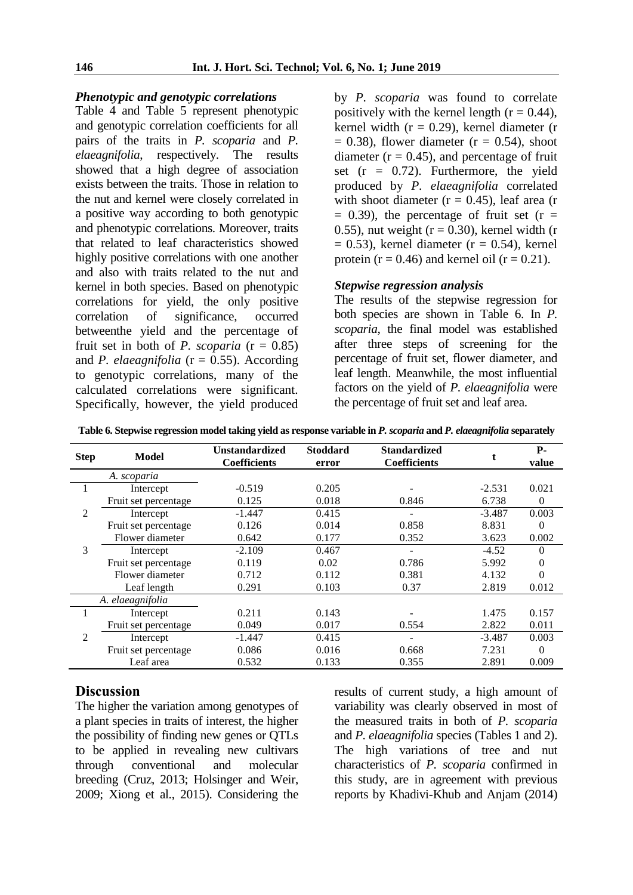### *Phenotypic and genotypic correlations*

Table 4 and Table 5 represent phenotypic and genotypic correlation coefficients for all pairs of the traits in *P. scoparia* and *P. elaeagnifolia*, respectively. The results showed that a high degree of association exists between the traits. Those in relation to the nut and kernel were closely correlated in a positive way according to both genotypic and phenotypic correlations. Moreover, traits that related to leaf characteristics showed highly positive correlations with one another and also with traits related to the nut and kernel in both species. Based on phenotypic correlations for yield, the only positive correlation of significance, occurred betweenthe yield and the percentage of fruit set in both of *P. scoparia* ($r = 0.85$) and *P. elaeagnifolia* ($r = 0.55$). According to genotypic correlations, many of the calculated correlations were significant. Specifically, however, the yield produced by *P. scoparia* was found to correlate positively with the kernel length ($r = 0.44$), kernel width ($r = 0.29$), kernel diameter ($r = 0.38$), flower diameter ($r = 0.54$), shoot diameter ($r = 0.45$), and percentage of fruit set ($r = 0.72$). Furthermore, the yield produced by *P. elaeagnifolia* correlated with shoot diameter ($r = 0.45$), leaf area ($r = 0.39$), the percentage of fruit set ($r = 0.55$), nut weight ($r = 0.30$), kernel width ($r = 0.53$), kernel diameter ($r = 0.54$), kernel protein ($r = 0.46$) and kernel oil ($r = 0.21$).

### *Stepwise regression analysis*

The results of the stepwise regression for both species are shown in Table 6. In *P. scoparia*, the final model was established after three steps of screening for the percentage of fruit set, flower diameter, and leaf length. Meanwhile, the most influential factors on the yield of *P. elaeagnifolia* were the percentage of fruit set and leaf area.

**Table 6. Stepwise regression model taking yield as response variable in *P. scoparia* and *P. elaeagnifolia* separately**

| Step | Model | Unstandardized Coefficients | Stoddard error | Standardized Coefficients | t | P-value |
|---|---|---|---|---|---|---|
| | *A. scoparia* | | | | | |
| 1 | Intercept | -0.519 | 0.205 | - | -2.531 | 0.021 |
| | Fruit set percentage | 0.125 | 0.018 | 0.846 | 6.738 | 0 |
| 2 | Intercept | -1.447 | 0.415 | - | -3.487 | 0.003 |
| | Fruit set percentage | 0.126 | 0.014 | 0.858 | 8.831 | 0 |
| | Flower diameter | 0.642 | 0.177 | 0.352 | 3.623 | 0.002 |
| 3 | Intercept | -2.109 | 0.467 | - | -4.52 | 0 |
| | Fruit set percentage | 0.119 | 0.02 | 0.786 | 5.992 | 0 |
| | Flower diameter | 0.712 | 0.112 | 0.381 | 4.132 | 0 |
| | Leaf length | 0.291 | 0.103 | 0.37 | 2.819 | 0.012 |
| | *A. elaeagnifolia* | | | | | |
| 1 | Intercept | 0.211 | 0.143 | - | 1.475 | 0.157 |
| | Fruit set percentage | 0.049 | 0.017 | 0.554 | 2.822 | 0.011 |
| 2 | Intercept | -1.447 | 0.415 | - | -3.487 | 0.003 |
| | Fruit set percentage | 0.086 | 0.016 | 0.668 | 7.231 | 0 |
| | Leaf area | 0.532 | 0.133 | 0.355 | 2.891 | 0.009 |

## Discussion

The higher the variation among genotypes of a plant species in traits of interest, the higher the possibility of finding new genes or QTLs to be applied in revealing new cultivars through conventional and molecular breeding (Cruz, 2013; Holsinger and Weir, 2009; Xiong et al., 2015). Considering the results of current study, a high amount of variability was clearly observed in most of the measured traits in both of *P. scoparia* and *P. elaeagnifolia* species (Tables 1 and 2). The high variations of tree and nut characteristics of *P. scoparia* confirmed in this study, are in agreement with previous reports by Khadivi-Khub and Anjam (2014)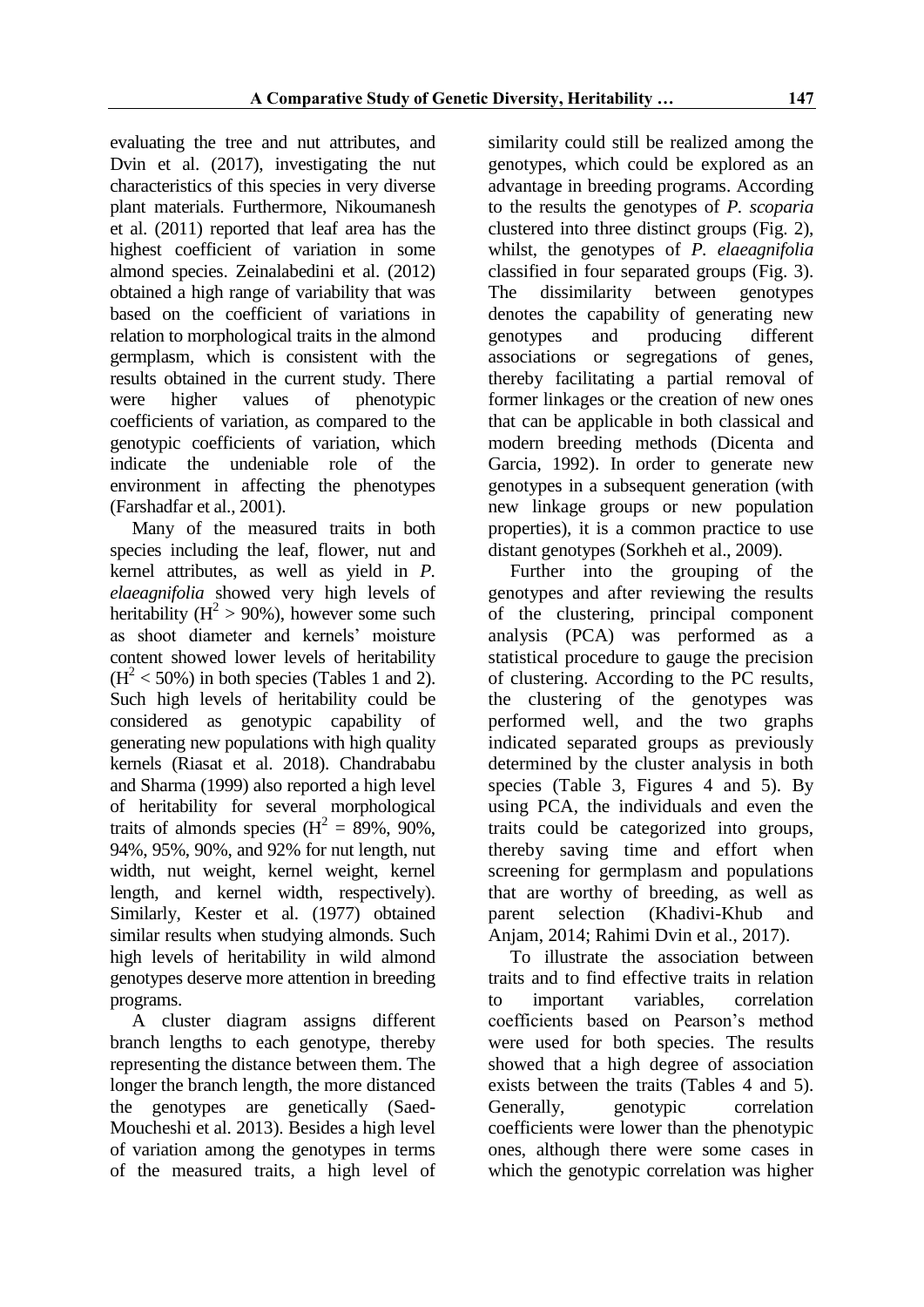evaluating the tree and nut attributes, and Dvin et al. (2017), investigating the nut characteristics of this species in very diverse plant materials. Furthermore, Nikoumanesh et al. (2011) reported that leaf area has the highest coefficient of variation in some almond species. Zeinalabedini et al. (2012) obtained a high range of variability that was based on the coefficient of variations in relation to morphological traits in the almond germplasm, which is consistent with the results obtained in the current study. There were higher values of phenotypic coefficients of variation, as compared to the genotypic coefficients of variation, which indicate the undeniable role of the environment in affecting the phenotypes (Farshadfar et al., 2001).

Many of the measured traits in both species including the leaf, flower, nut and kernel attributes, as well as yield in *P. elaeagnifolia* showed very high levels of heritability ($H^2 > 90\%$), however some such as shoot diameter and kernels' moisture content showed lower levels of heritability ($H^2 < 50\%$) in both species (Tables 1 and 2). Such high levels of heritability could be considered as genotypic capability of generating new populations with high quality kernels (Riasat et al. 2018). Chandrababu and Sharma (1999) also reported a high level of heritability for several morphological traits of almonds species ($H^2$ = 89%, 90%, 94%, 95%, 90%, and 92% for nut length, nut width, nut weight, kernel weight, kernel length, and kernel width, respectively). Similarly, Kester et al. (1977) obtained similar results when studying almonds. Such high levels of heritability in wild almond genotypes deserve more attention in breeding programs.

A cluster diagram assigns different branch lengths to each genotype, thereby representing the distance between them. The longer the branch length, the more distanced the genotypes are genetically (Saed-Moucheshi et al. 2013). Besides a high level of variation among the genotypes in terms of the measured traits, a high level of similarity could still be realized among the genotypes, which could be explored as an advantage in breeding programs. According to the results the genotypes of *P. scoparia* clustered into three distinct groups (Fig. 2), whilst, the genotypes of *P. elaeagnifolia* classified in four separated groups (Fig. 3). The dissimilarity between genotypes denotes the capability of generating new genotypes and producing different associations or segregations of genes, thereby facilitating a partial removal of former linkages or the creation of new ones that can be applicable in both classical and modern breeding methods (Dicenta and Garcia, 1992). In order to generate new genotypes in a subsequent generation (with new linkage groups or new population properties), it is a common practice to use distant genotypes (Sorkheh et al., 2009).

Further into the grouping of the genotypes and after reviewing the results of the clustering, principal component analysis (PCA) was performed as a statistical procedure to gauge the precision of clustering. According to the PC results, the clustering of the genotypes was performed well, and the two graphs indicated separated groups as previously determined by the cluster analysis in both species (Table 3, Figures 4 and 5). By using PCA, the individuals and even the traits could be categorized into groups, thereby saving time and effort when screening for germplasm and populations that are worthy of breeding, as well as parent selection (Khadivi-Khub and Anjam, 2014; Rahimi Dvin et al., 2017).

To illustrate the association between traits and to find effective traits in relation to important variables, correlation coefficients based on Pearson's method were used for both species. The results showed that a high degree of association exists between the traits (Tables 4 and 5). Generally, genotypic correlation coefficients were lower than the phenotypic ones, although there were some cases in which the genotypic correlation was higher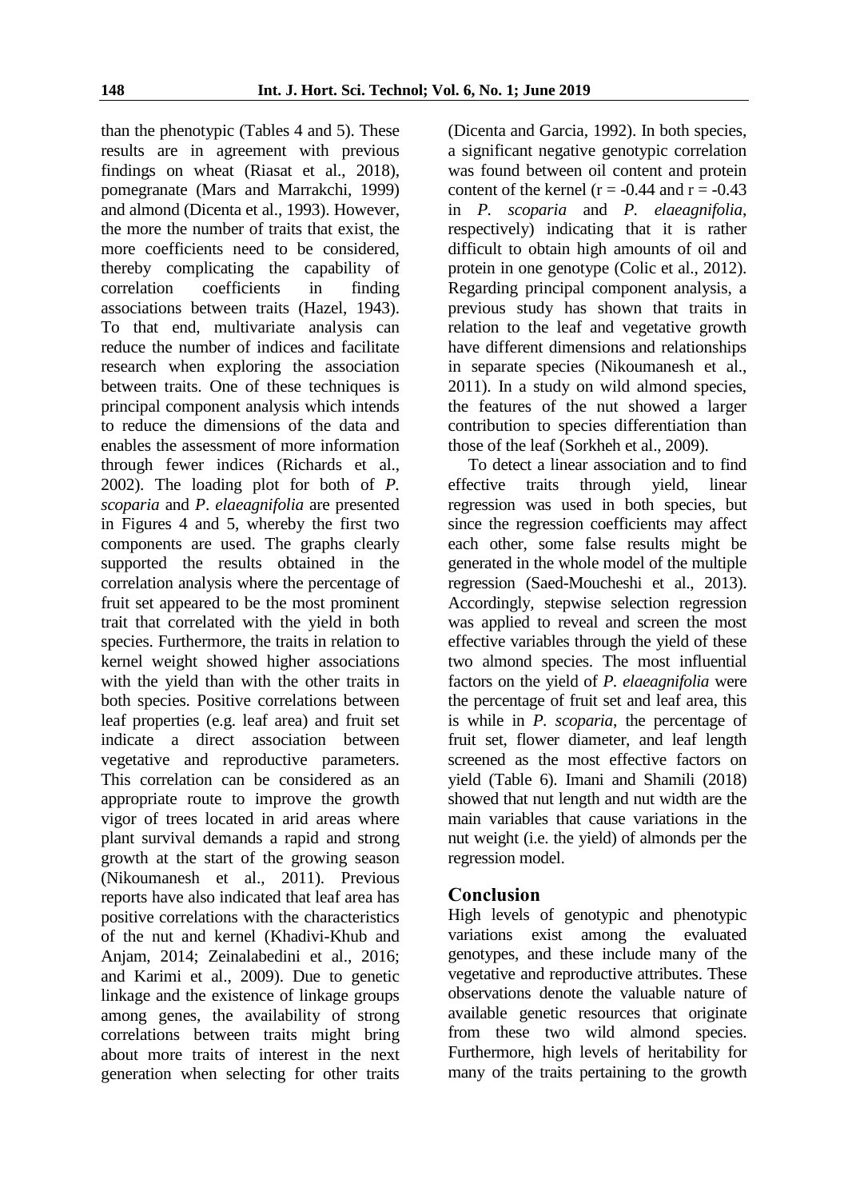than the phenotypic (Tables 4 and 5). These results are in agreement with previous findings on wheat (Riasat et al., 2018), pomegranate (Mars and Marrakchi, 1999) and almond (Dicenta et al., 1993). However, the more the number of traits that exist, the more coefficients need to be considered, thereby complicating the capability of correlation coefficients in finding associations between traits (Hazel, 1943). To that end, multivariate analysis can reduce the number of indices and facilitate research when exploring the association between traits. One of these techniques is principal component analysis which intends to reduce the dimensions of the data and enables the assessment of more information through fewer indices (Richards et al., 2002). The loading plot for both of *P. scoparia* and *P. elaeagnifolia* are presented in Figures 4 and 5, whereby the first two components are used. The graphs clearly supported the results obtained in the correlation analysis where the percentage of fruit set appeared to be the most prominent trait that correlated with the yield in both species. Furthermore, the traits in relation to kernel weight showed higher associations with the yield than with the other traits in both species. Positive correlations between leaf properties (e.g. leaf area) and fruit set indicate a direct association between vegetative and reproductive parameters. This correlation can be considered as an appropriate route to improve the growth vigor of trees located in arid areas where plant survival demands a rapid and strong growth at the start of the growing season (Nikoumanesh et al., 2011). Previous reports have also indicated that leaf area has positive correlations with the characteristics of the nut and kernel (Khadivi-Khub and Anjam, 2014; Zeinalabedini et al., 2016; and Karimi et al., 2009). Due to genetic linkage and the existence of linkage groups among genes, the availability of strong correlations between traits might bring about more traits of interest in the next generation when selecting for other traits (Dicenta and Garcia, 1992). In both species, a significant negative genotypic correlation was found between oil content and protein content of the kernel ($r = -0.44$ and $r = -0.43$ in *P. scoparia* and *P. elaeagnifolia*, respectively) indicating that it is rather difficult to obtain high amounts of oil and protein in one genotype (Colic et al., 2012). Regarding principal component analysis, a previous study has shown that traits in relation to the leaf and vegetative growth have different dimensions and relationships in separate species (Nikoumanesh et al., 2011). In a study on wild almond species, the features of the nut showed a larger contribution to species differentiation than those of the leaf (Sorkheh et al., 2009).

To detect a linear association and to find effective traits through yield, linear regression was used in both species, but since the regression coefficients may affect each other, some false results might be generated in the whole model of the multiple regression (Saed-Moucheshi et al., 2013). Accordingly, stepwise selection regression was applied to reveal and screen the most effective variables through the yield of these two almond species. The most influential factors on the yield of *P. elaeagnifolia* were the percentage of fruit set and leaf area, this is while in *P. scoparia*, the percentage of fruit set, flower diameter, and leaf length screened as the most effective factors on yield (Table 6). Imani and Shamili (2018) showed that nut length and nut width are the main variables that cause variations in the nut weight (i.e. the yield) of almonds per the regression model.

## Conclusion

High levels of genotypic and phenotypic variations exist among the evaluated genotypes, and these include many of the vegetative and reproductive attributes. These observations denote the valuable nature of available genetic resources that originate from these two wild almond species. Furthermore, high levels of heritability for many of the traits pertaining to the growth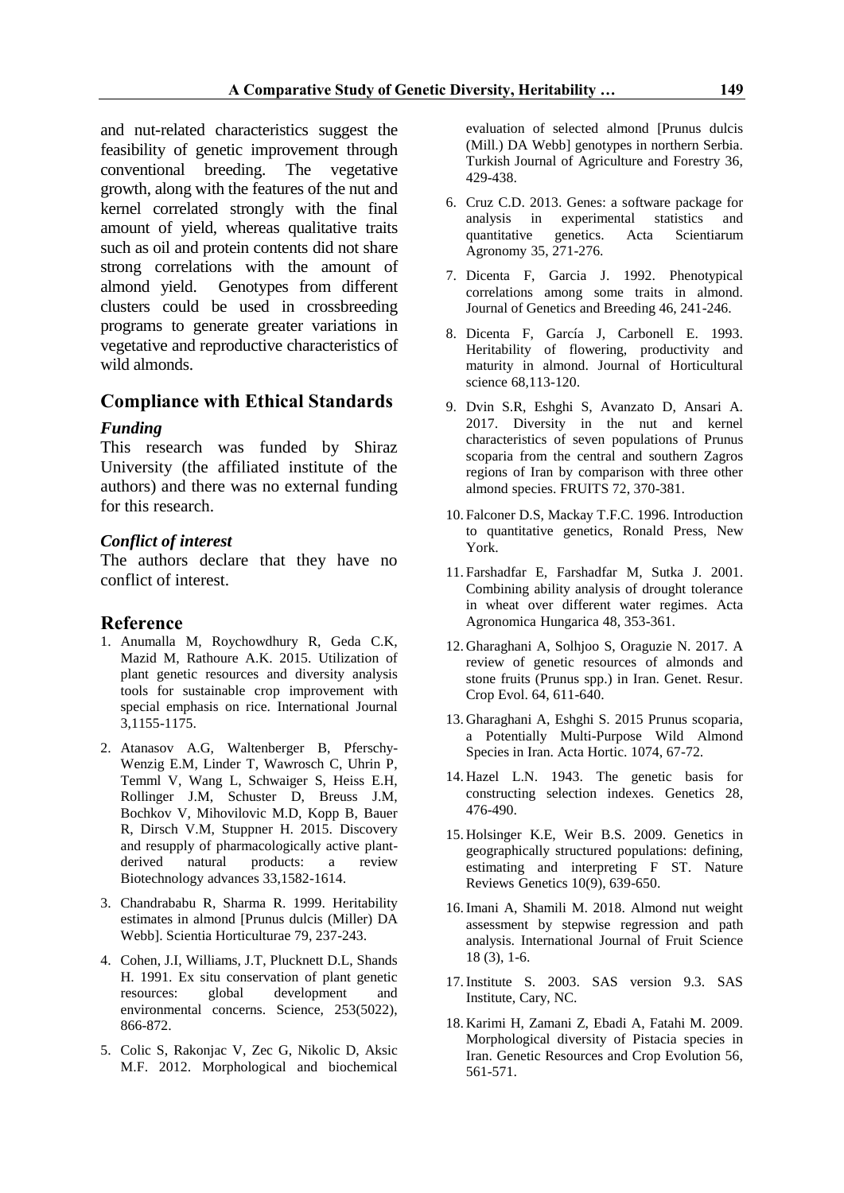and nut-related characteristics suggest the feasibility of genetic improvement through conventional breeding. The vegetative growth, along with the features of the nut and kernel correlated strongly with the final amount of yield, whereas qualitative traits such as oil and protein contents did not share strong correlations with the amount of almond yield. Genotypes from different clusters could be used in crossbreeding programs to generate greater variations in vegetative and reproductive characteristics of wild almonds.

## Compliance with Ethical Standards

### *Funding*

This research was funded by Shiraz University (the affiliated institute of the authors) and there was no external funding for this research.

### *Conflict of interest*

The authors declare that they have no conflict of interest.

## Reference

1. Anumalla M, Roychowdhury R, Geda C.K, Mazid M, Rathoure A.K. 2015. Utilization of plant genetic resources and diversity analysis tools for sustainable crop improvement with special emphasis on rice. International Journal 3,1155-1175.
2. Atanasov A.G, Waltenberger B, Pferschy-Wenzig E.M, Linder T, Wawrosch C, Uhrin P, Temml V, Wang L, Schwaiger S, Heiss E.H, Rollinger J.M, Schuster D, Breuss J.M, Bochkov V, Mihovilovic M.D, Kopp B, Bauer R, Dirsch V.M, Stuppner H. 2015. Discovery and resupply of pharmacologically active plant-derived natural products: a review Biotechnology advances 33,1582-1614.
3. Chandrababu R, Sharma R. 1999. Heritability estimates in almond [Prunus dulcis (Miller) DA Webb]. Scientia Horticulturae 79, 237-243.
4. Cohen, J.I, Williams, J.T, Plucknett D.L, Shands H. 1991. Ex situ conservation of plant genetic resources: global development and environmental concerns. Science, 253(5022), 866-872.
5. Colic S, Rakonjac V, Zec G, Nikolic D, Aksic M.F. 2012. Morphological and biochemical evaluation of selected almond [Prunus dulcis (Mill.) DA Webb] genotypes in northern Serbia. Turkish Journal of Agriculture and Forestry 36, 429-438.
6. Cruz C.D. 2013. Genes: a software package for analysis in experimental statistics and quantitative genetics. Acta Scientiarum Agronomy 35, 271-276.
7. Dicenta F, Garcia J. 1992. Phenotypical correlations among some traits in almond. Journal of Genetics and Breeding 46, 241-246.
8. Dicenta F, García J, Carbonell E. 1993. Heritability of flowering, productivity and maturity in almond. Journal of Horticultural science 68,113-120.
9. Dvin S.R, Eshghi S, Avanzato D, Ansari A. 2017. Diversity in the nut and kernel characteristics of seven populations of Prunus scoparia from the central and southern Zagros regions of Iran by comparison with three other almond species. FRUITS 72, 370-381.
10. Falconer D.S, Mackay T.F.C. 1996. Introduction to quantitative genetics, Ronald Press, New York.
11. Farshadfar E, Farshadfar M, Sutka J. 2001. Combining ability analysis of drought tolerance in wheat over different water regimes. Acta Agronomica Hungarica 48, 353-361.
12. Gharaghani A, Solhjoo S, Oraguzie N. 2017. A review of genetic resources of almonds and stone fruits (Prunus spp.) in Iran. Genet. Resur. Crop Evol. 64, 611-640.
13. Gharaghani A, Eshghi S. 2015 Prunus scoparia, a Potentially Multi-Purpose Wild Almond Species in Iran. Acta Hortic. 1074, 67-72.
14. Hazel L.N. 1943. The genetic basis for constructing selection indexes. Genetics 28, 476-490.
15. Holsinger K.E, Weir B.S. 2009. Genetics in geographically structured populations: defining, estimating and interpreting F ST. Nature Reviews Genetics 10(9), 639-650.
16. Imani A, Shamili M. 2018. Almond nut weight assessment by stepwise regression and path analysis. International Journal of Fruit Science 18 (3), 1-6.
17. Institute S. 2003. SAS version 9.3. SAS Institute, Cary, NC.
18. Karimi H, Zamani Z, Ebadi A, Fatahi M. 2009. Morphological diversity of Pistacia species in Iran. Genetic Resources and Crop Evolution 56, 561-571.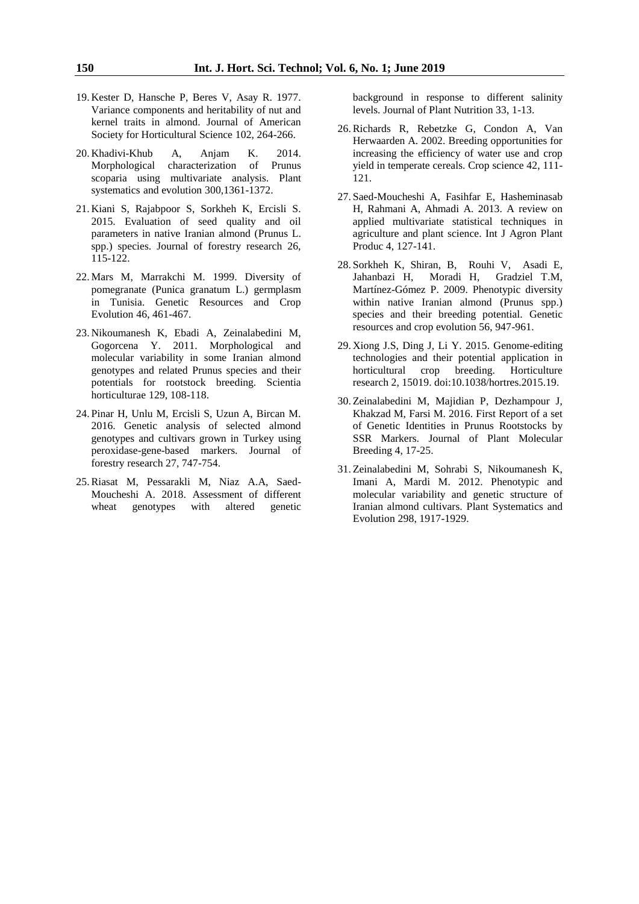19. Kester D, Hansche P, Beres V, Asay R. 1977. Variance components and heritability of nut and kernel traits in almond. Journal of American Society for Horticultural Science 102, 264-266.

20. Khadivi-Khub A, Anjam K. 2014. Morphological characterization of Prunus scoparia using multivariate analysis. Plant systematics and evolution 300,1361-1372.

21. Kiani S, Rajabpoor S, Sorkheh K, Ercisli S. 2015. Evaluation of seed quality and oil parameters in native Iranian almond (Prunus L. spp.) species. Journal of forestry research 26, 115-122.

22. Mars M, Marrakchi M. 1999. Diversity of pomegranate (Punica granatum L.) germplasm in Tunisia. Genetic Resources and Crop Evolution 46, 461-467.

23. Nikoumanesh K, Ebadi A, Zeinalabedini M, Gogorcena Y. 2011. Morphological and molecular variability in some Iranian almond genotypes and related Prunus species and their potentials for rootstock breeding. Scientia horticulturae 129, 108-118.

24. Pinar H, Unlu M, Ercisli S, Uzun A, Bircan M. 2016. Genetic analysis of selected almond genotypes and cultivars grown in Turkey using peroxidase-gene-based markers. Journal of forestry research 27, 747-754.

25. Riasat M, Pessarakli M, Niaz A.A, Saed-Moucheshi A. 2018. Assessment of different wheat genotypes with altered genetic background in response to different salinity levels. Journal of Plant Nutrition 33, 1-13.

26. Richards R, Rebetzke G, Condon A, Van Herwaarden A. 2002. Breeding opportunities for increasing the efficiency of water use and crop yield in temperate cereals. Crop science 42, 111-121.

27. Saed-Moucheshi A, Fasihfar E, Hasheminasab H, Rahmani A, Ahmadi A. 2013. A review on applied multivariate statistical techniques in agriculture and plant science. Int J Agron Plant Produc 4, 127-141.

28. Sorkheh K, Shiran, B, Rouhi V, Asadi E, Jahanbazi H, Moradi H, Gradziel T.M, Martínez-Gómez P. 2009. Phenotypic diversity within native Iranian almond (Prunus spp.) species and their breeding potential. Genetic resources and crop evolution 56, 947-961.

29. Xiong J.S, Ding J, Li Y. 2015. Genome-editing technologies and their potential application in horticultural crop breeding. Horticulture research 2, 15019. doi:10.1038/hortres.2015.19.

30. Zeinalabedini M, Majidian P, Dezhampour J, Khakzad M, Farsi M. 2016. First Report of a set of Genetic Identities in Prunus Rootstocks by SSR Markers. Journal of Plant Molecular Breeding 4, 17-25.

31. Zeinalabedini M, Sohrabi S, Nikoumanesh K, Imani A, Mardi M. 2012. Phenotypic and molecular variability and genetic structure of Iranian almond cultivars. Plant Systematics and Evolution 298, 1917-1929.